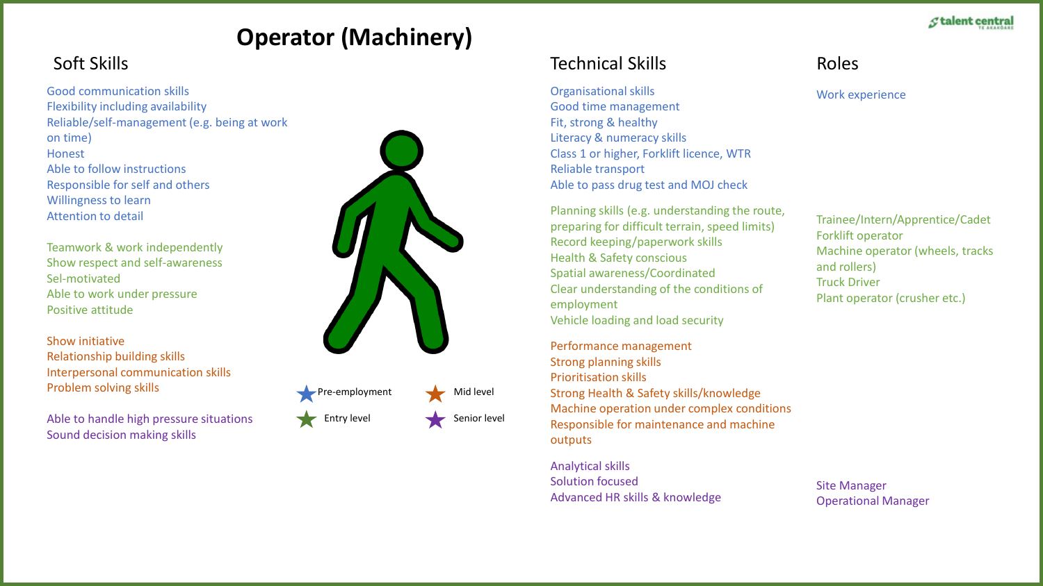# Operator (Machinery)

## Soft Skills

Good communication skills
Flexibility including availability
Reliable/self-management (e.g. being at work on time)
Honest
Able to follow instructions
Responsible for self and others
Willingness to learn
Attention to detail

Teamwork & work independently
Show respect and self-awareness
Sel-motivated
Able to work under pressure
Positive attitude

Show initiative
Relationship building skills
Interpersonal communication skills
Problem solving skills

Able to handle high pressure situations
Sound decision making skills

★ Pre-employment
★ Entry level
★ Mid level
★ Senior level

## Technical Skills

Organisational skills
Good time management
Fit, strong & healthy
Literacy & numeracy skills
Class 1 or higher, Forklift licence, WTR
Reliable transport
Able to pass drug test and MOJ check

Planning skills (e.g. understanding the route, preparing for difficult terrain, speed limits)
Record keeping/paperwork skills
Health & Safety conscious
Spatial awareness/Coordinated
Clear understanding of the conditions of employment
Vehicle loading and load security

Performance management
Strong planning skills
Prioritisation skills
Strong Health & Safety skills/knowledge
Machine operation under complex conditions
Responsible for maintenance and machine outputs

Analytical skills
Solution focused
Advanced HR skills & knowledge

## Roles

Work experience

Trainee/Intern/Apprentice/Cadet
Forklift operator
Machine operator (wheels, tracks and rollers)
Truck Driver
Plant operator (crusher etc.)

Site Manager
Operational Manager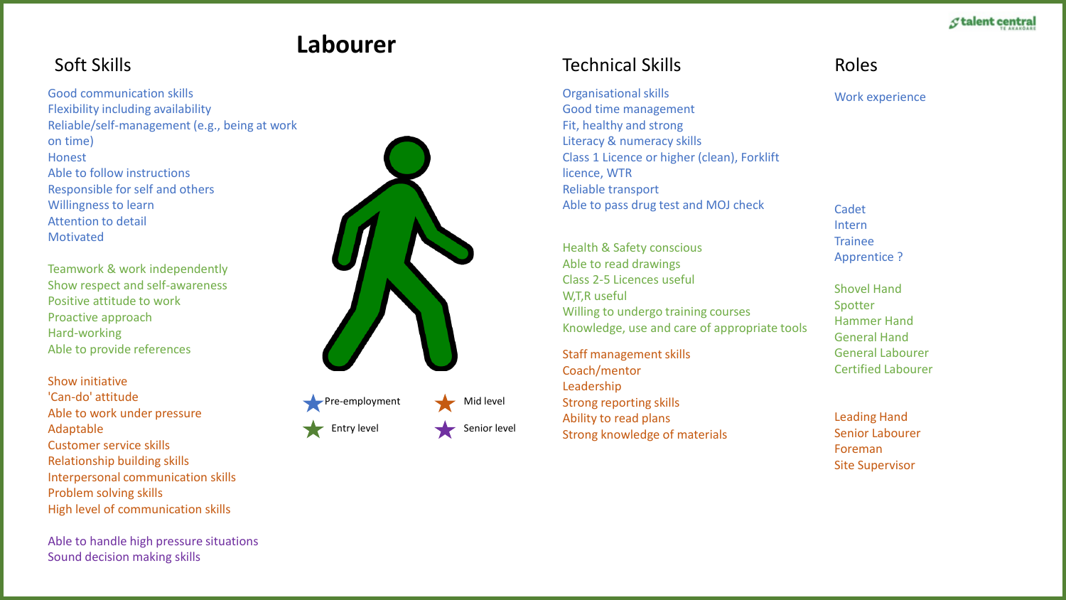# Labourer

Legend: ★ Pre-employment ★ Entry level ★ Mid level ★ Senior level

## Soft Skills

**Pre-employment**

- Good communication skills
- Flexibility including availability
- Reliable/self-management (e.g., being at work on time)
- Honest
- Able to follow instructions
- Responsible for self and others
- Willingness to learn
- Attention to detail
- Motivated

**Entry level**

- Teamwork & work independently
- Show respect and self-awareness
- Positive attitude to work
- Proactive approach
- Hard-working
- Able to provide references

**Mid level**

- Show initiative
- 'Can-do' attitude
- Able to work under pressure
- Adaptable
- Customer service skills
- Relationship building skills
- Interpersonal communication skills
- Problem solving skills
- High level of communication skills

**Senior level**

- Able to handle high pressure situations
- Sound decision making skills

## Technical Skills

**Pre-employment**

- Organisational skills
- Good time management
- Fit, healthy and strong
- Literacy & numeracy skills
- Class 1 Licence or higher (clean), Forklift licence, WTR
- Reliable transport
- Able to pass drug test and MOJ check

**Entry level**

- Health & Safety conscious
- Able to read drawings
- Class 2-5 Licences useful
- W,T,R useful
- Willing to undergo training courses
- Knowledge, use and care of appropriate tools

**Mid level**

- Staff management skills
- Coach/mentor
- Leadership
- Strong reporting skills
- Ability to read plans
- Strong knowledge of materials

## Roles

**Pre-employment**

- Work experience
- Cadet
- Intern
- Trainee
- Apprentice ?

**Entry level**

- Shovel Hand
- Spotter
- Hammer Hand
- General Hand
- General Labourer
- Certified Labourer

**Mid level**

- Leading Hand
- Senior Labourer
- Foreman
- Site Supervisor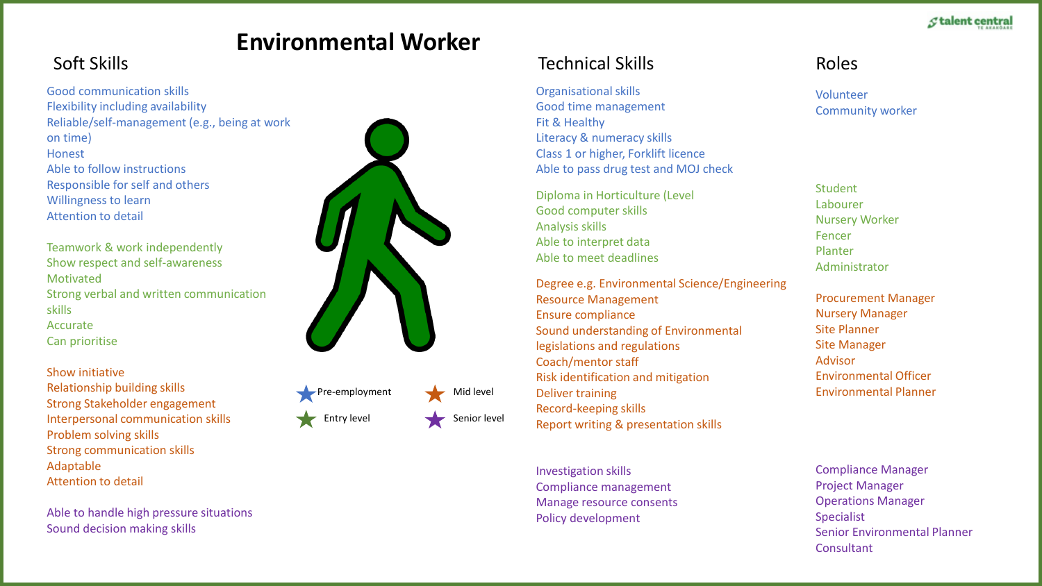# Environmental Worker

## Soft Skills

**Pre-employment**
- Good communication skills
- Flexibility including availability
- Reliable/self-management (e.g., being at work on time)
- Honest
- Able to follow instructions
- Responsible for self and others
- Willingness to learn
- Attention to detail

**Entry level**
- Teamwork & work independently
- Show respect and self-awareness
- Motivated
- Strong verbal and written communication skills
- Accurate
- Can prioritise

**Mid level**
- Show initiative
- Relationship building skills
- Strong Stakeholder engagement
- Interpersonal communication skills
- Problem solving skills
- Strong communication skills
- Adaptable
- Attention to detail

**Senior level**
- Able to handle high pressure situations
- Sound decision making skills

## Technical Skills

**Pre-employment**
- Organisational skills
- Good time management
- Fit & Healthy
- Literacy & numeracy skills
- Class 1 or higher, Forklift licence
- Able to pass drug test and MOJ check

**Entry level**
- Diploma in Horticulture (Level
- Good computer skills
- Analysis skills
- Able to interpret data
- Able to meet deadlines

**Mid level**
- Degree e.g. Environmental Science/Engineering
- Resource Management
- Ensure compliance
- Sound understanding of Environmental legislations and regulations
- Coach/mentor staff
- Risk identification and mitigation
- Deliver training
- Record-keeping skills
- Report writing & presentation skills

**Senior level**
- Investigation skills
- Compliance management
- Manage resource consents
- Policy development

## Roles

**Pre-employment**
- Volunteer
- Community worker

**Entry level**
- Student
- Labourer
- Nursery Worker
- Fencer
- Planter
- Administrator

**Mid level**
- Procurement Manager
- Nursery Manager
- Site Planner
- Site Manager
- Advisor
- Environmental Officer
- Environmental Planner

**Senior level**
- Compliance Manager
- Project Manager
- Operations Manager
- Specialist
- Senior Environmental Planner
- Consultant

★ Pre-employment ★ Entry level ★ Mid level ★ Senior level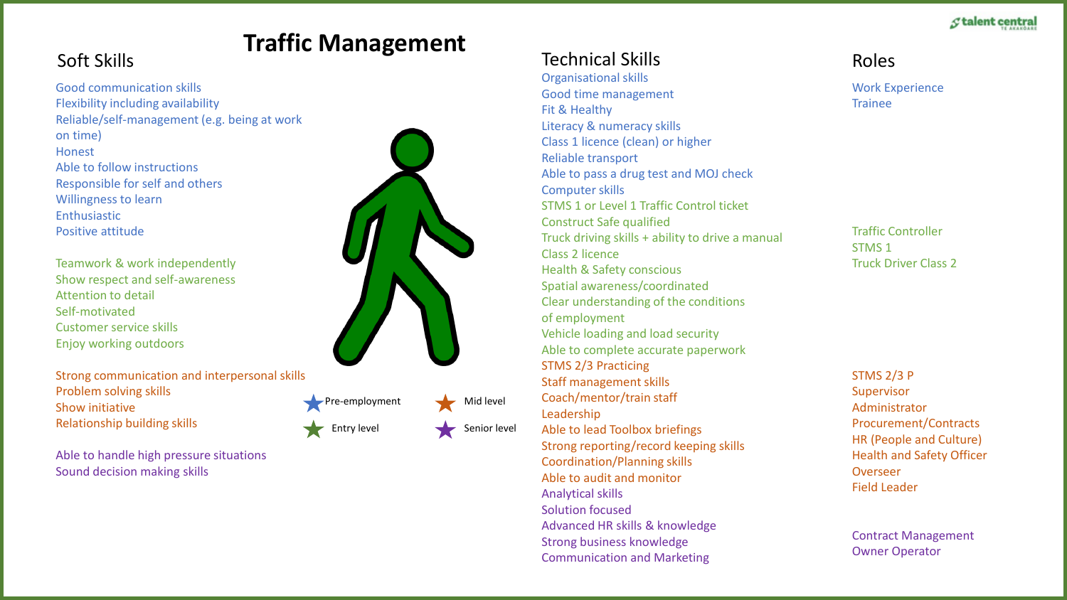# Traffic Management

**Legend:** Pre-employment (blue) · Entry level (green) · Mid level (orange) · Senior level (purple)

## Soft Skills

**Pre-employment**

- Good communication skills
- Flexibility including availability
- Reliable/self-management (e.g. being at work on time)
- Honest
- Able to follow instructions
- Responsible for self and others
- Willingness to learn
- Enthusiastic
- Positive attitude

**Entry level**

- Teamwork & work independently
- Show respect and self-awareness
- Attention to detail
- Self-motivated
- Customer service skills
- Enjoy working outdoors

**Mid level**

- Strong communication and interpersonal skills
- Problem solving skills
- Show initiative
- Relationship building skills

**Senior level**

- Able to handle high pressure situations
- Sound decision making skills

## Technical Skills

**Pre-employment**

- Organisational skills
- Good time management
- Fit & Healthy
- Literacy & numeracy skills
- Class 1 licence (clean) or higher
- Reliable transport
- Able to pass a drug test and MOJ check
- Computer skills

**Entry level**

- STMS 1 or Level 1 Traffic Control ticket
- Construct Safe qualified
- Truck driving skills + ability to drive a manual
- Class 2 licence
- Health & Safety conscious
- Spatial awareness/coordinated
- Clear understanding of the conditions of employment
- Vehicle loading and load security
- Able to complete accurate paperwork

**Mid level**

- STMS 2/3 Practicing
- Staff management skills
- Coach/mentor/train staff
- Leadership
- Able to lead Toolbox briefings
- Strong reporting/record keeping skills
- Coordination/Planning skills
- Able to audit and monitor

**Senior level**

- Analytical skills
- Solution focused
- Advanced HR skills & knowledge
- Strong business knowledge
- Communication and Marketing

## Roles

**Pre-employment**

- Work Experience
- Trainee

**Entry level**

- Traffic Controller
- STMS 1
- Truck Driver Class 2

**Mid level**

- STMS 2/3 P
- Supervisor
- Administrator
- Procurement/Contracts
- HR (People and Culture)
- Health and Safety Officer
- Overseer
- Field Leader

**Senior level**

- Contract Management
- Owner Operator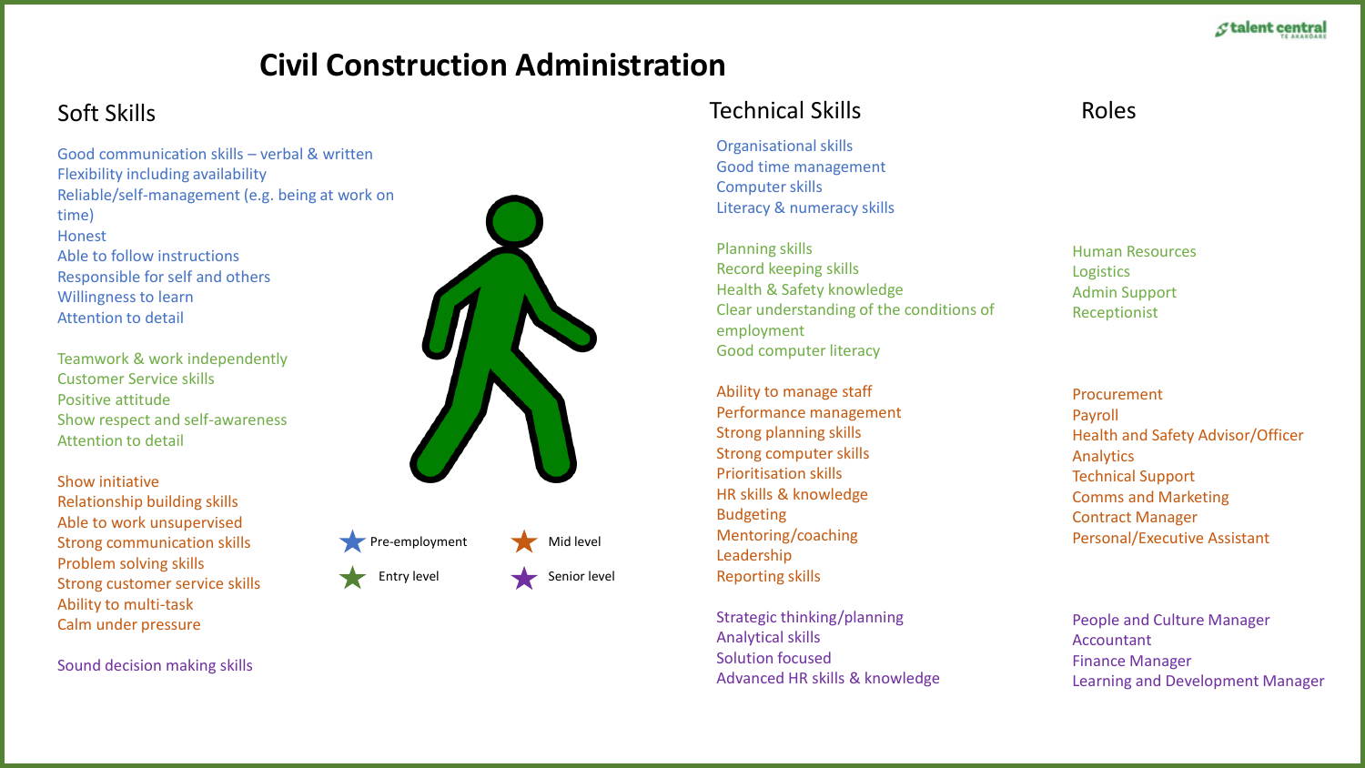# Civil Construction Administration

## Soft Skills

Good communication skills – verbal & written
Flexibility including availability
Reliable/self-management (e.g. being at work on time)
Honest
Able to follow instructions
Responsible for self and others
Willingness to learn
Attention to detail

Teamwork & work independently
Customer Service skills
Positive attitude
Show respect and self-awareness
Attention to detail

Show initiative
Relationship building skills
Able to work unsupervised
Strong communication skills
Problem solving skills
Strong customer service skills
Ability to multi-task
Calm under pressure

Sound decision making skills

★ Pre-employment
★ Entry level
★ Mid level
★ Senior level

## Technical Skills

Organisational skills
Good time management
Computer skills
Literacy & numeracy skills

Planning skills
Record keeping skills
Health & Safety knowledge
Clear understanding of the conditions of employment
Good computer literacy

Ability to manage staff
Performance management
Strong planning skills
Strong computer skills
Prioritisation skills
HR skills & knowledge
Budgeting
Mentoring/coaching
Leadership
Reporting skills

Strategic thinking/planning
Analytical skills
Solution focused
Advanced HR skills & knowledge

## Roles

Human Resources
Logistics
Admin Support
Receptionist

Procurement
Payroll
Health and Safety Advisor/Officer
Analytics
Technical Support
Comms and Marketing
Contract Manager
Personal/Executive Assistant

People and Culture Manager
Accountant
Finance Manager
Learning and Development Manager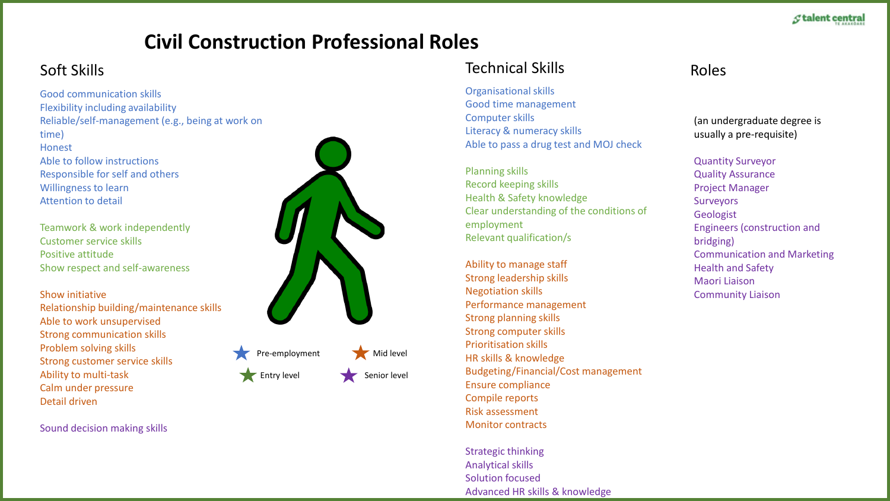# Civil Construction Professional Roles

## Soft Skills

Good communication skills
Flexibility including availability
Reliable/self-management (e.g., being at work on time)
Honest
Able to follow instructions
Responsible for self and others
Willingness to learn
Attention to detail

Teamwork & work independently
Customer service skills
Positive attitude
Show respect and self-awareness

Show initiative
Relationship building/maintenance skills
Able to work unsupervised
Strong communication skills
Problem solving skills
Strong customer service skills
Ability to multi-task
Calm under pressure
Detail driven

Sound decision making skills

★ Pre-employment ★ Mid level
★ Entry level ★ Senior level

## Technical Skills

Organisational skills
Good time management
Computer skills
Literacy & numeracy skills
Able to pass a drug test and MOJ check

Planning skills
Record keeping skills
Health & Safety knowledge
Clear understanding of the conditions of employment
Relevant qualification/s

Ability to manage staff
Strong leadership skills
Negotiation skills
Performance management
Strong planning skills
Strong computer skills
Prioritisation skills
HR skills & knowledge
Budgeting/Financial/Cost management
Ensure compliance
Compile reports
Risk assessment
Monitor contracts

Strategic thinking
Analytical skills
Solution focused
Advanced HR skills & knowledge

## Roles

(an undergraduate degree is usually a pre-requisite)

Quantity Surveyor
Quality Assurance
Project Manager
Surveyors
Geologist
Engineers (construction and bridging)
Communication and Marketing
Health and Safety
Maori Liaison
Community Liaison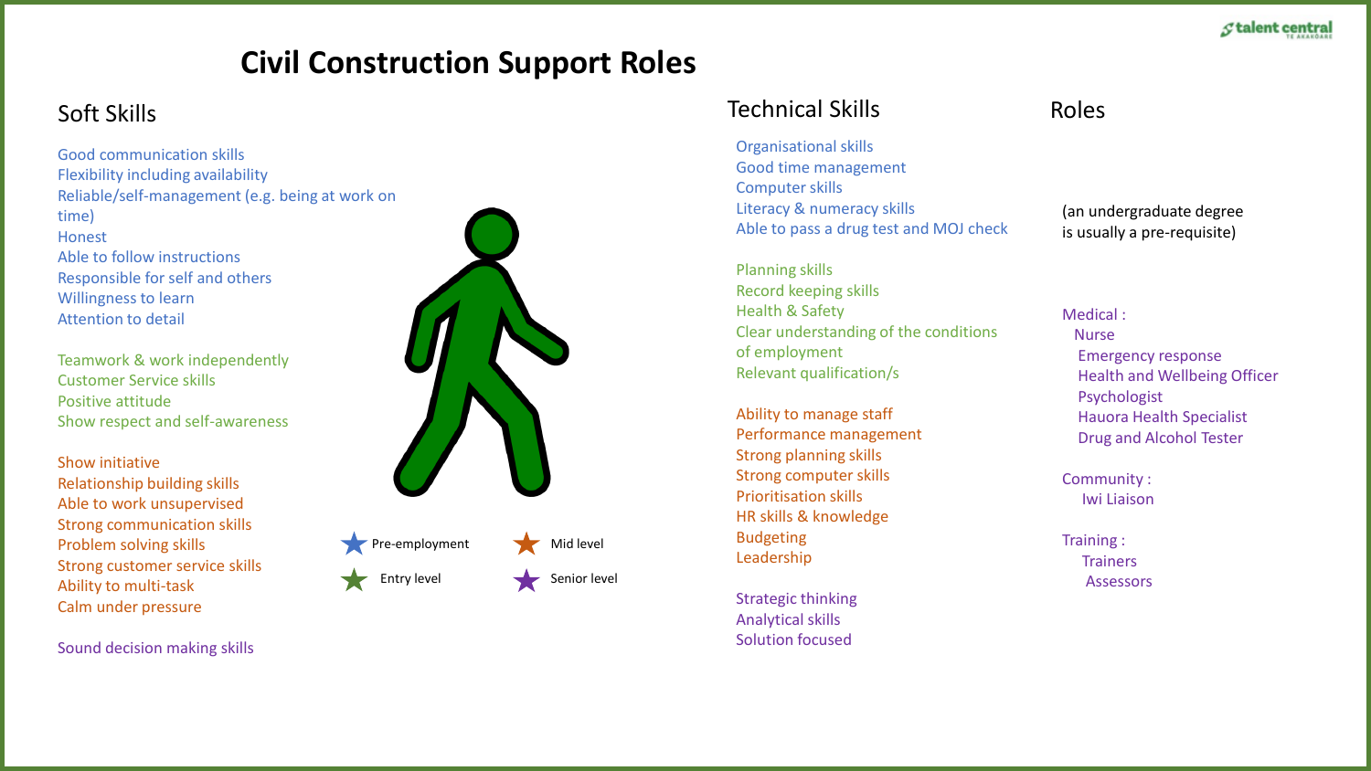# Civil Construction Support Roles

## Soft Skills

Good communication skills
Flexibility including availability
Reliable/self-management (e.g. being at work on time)
Honest
Able to follow instructions
Responsible for self and others
Willingness to learn
Attention to detail

Teamwork & work independently
Customer Service skills
Positive attitude
Show respect and self-awareness

Show initiative
Relationship building skills
Able to work unsupervised
Strong communication skills
Problem solving skills
Strong customer service skills
Ability to multi-task
Calm under pressure

Sound decision making skills

★ Pre-employment
★ Entry level
★ Mid level
★ Senior level

## Technical Skills

Organisational skills
Good time management
Computer skills
Literacy & numeracy skills
Able to pass a drug test and MOJ check

Planning skills
Record keeping skills
Health & Safety
Clear understanding of the conditions of employment
Relevant qualification/s

Ability to manage staff
Performance management
Strong planning skills
Strong computer skills
Prioritisation skills
HR skills & knowledge
Budgeting
Leadership

Strategic thinking
Analytical skills
Solution focused

## Roles

(an undergraduate degree is usually a pre-requisite)

Medical :
- Nurse
- Emergency response
- Health and Wellbeing Officer
- Psychologist
- Hauora Health Specialist
- Drug and Alcohol Tester

Community :
- Iwi Liaison

Training :
- Trainers
- Assessors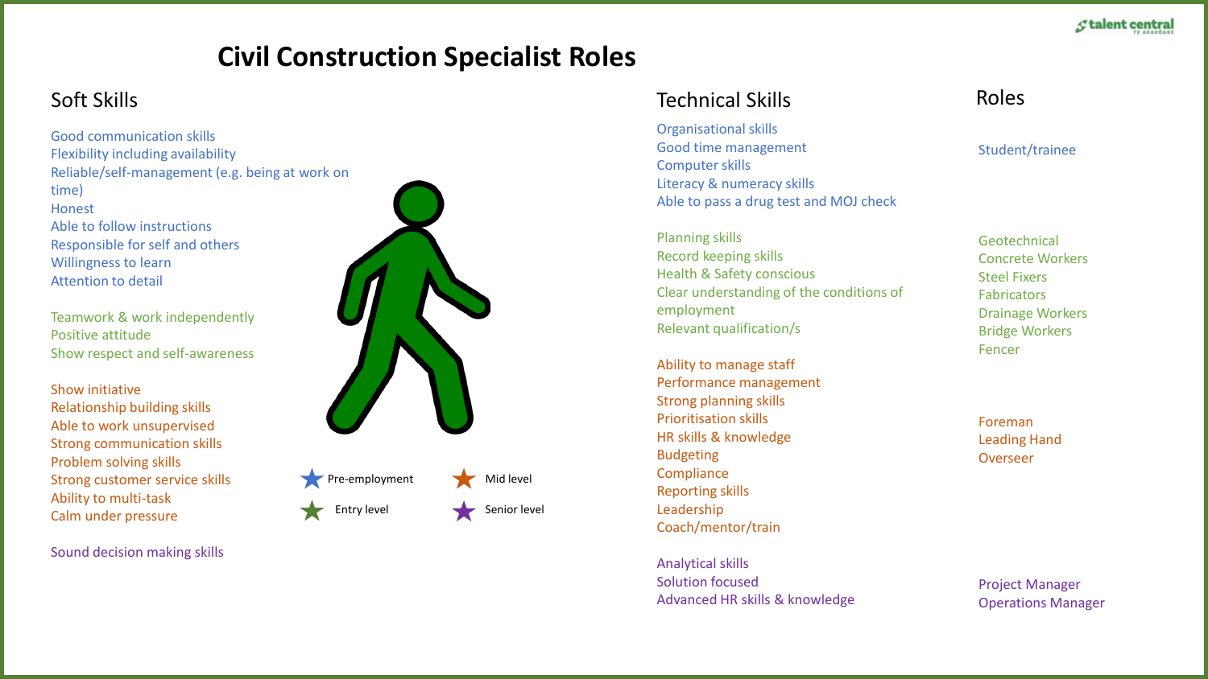# Civil Construction Specialist Roles

## Soft Skills

Good communication skills
Flexibility including availability
Reliable/self-management (e.g. being at work on time)
Honest
Able to follow instructions
Responsible for self and others
Willingness to learn
Attention to detail

Teamwork & work independently
Positive attitude
Show respect and self-awareness

Show initiative
Relationship building skills
Able to work unsupervised
Strong communication skills
Problem solving skills
Strong customer service skills
Ability to multi-task
Calm under pressure

Sound decision making skills

★ Pre-employment
★ Entry level
★ Mid level
★ Senior level

## Technical Skills

Organisational skills
Good time management
Computer skills
Literacy & numeracy skills
Able to pass a drug test and MOJ check

Planning skills
Record keeping skills
Health & Safety conscious
Clear understanding of the conditions of employment
Relevant qualification/s

Ability to manage staff
Performance management
Strong planning skills
Prioritisation skills
HR skills & knowledge
Budgeting
Compliance
Reporting skills
Leadership
Coach/mentor/train

Analytical skills
Solution focused
Advanced HR skills & knowledge

## Roles

Student/trainee

Geotechnical
Concrete Workers
Steel Fixers
Fabricators
Drainage Workers
Bridge Workers
Fencer

Foreman
Leading Hand
Overseer

Project Manager
Operations Manager